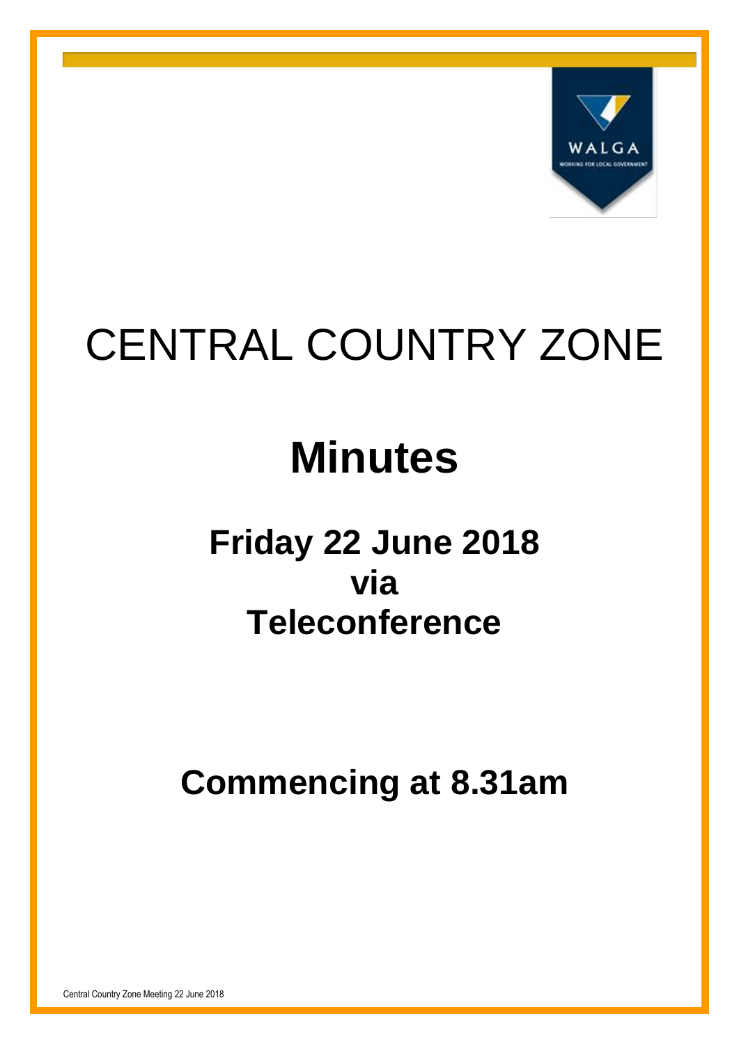# CENTRAL COUNTRY ZONE

# Minutes

## Friday 22 June 2018
## via
## Teleconference

## Commencing at 8.31am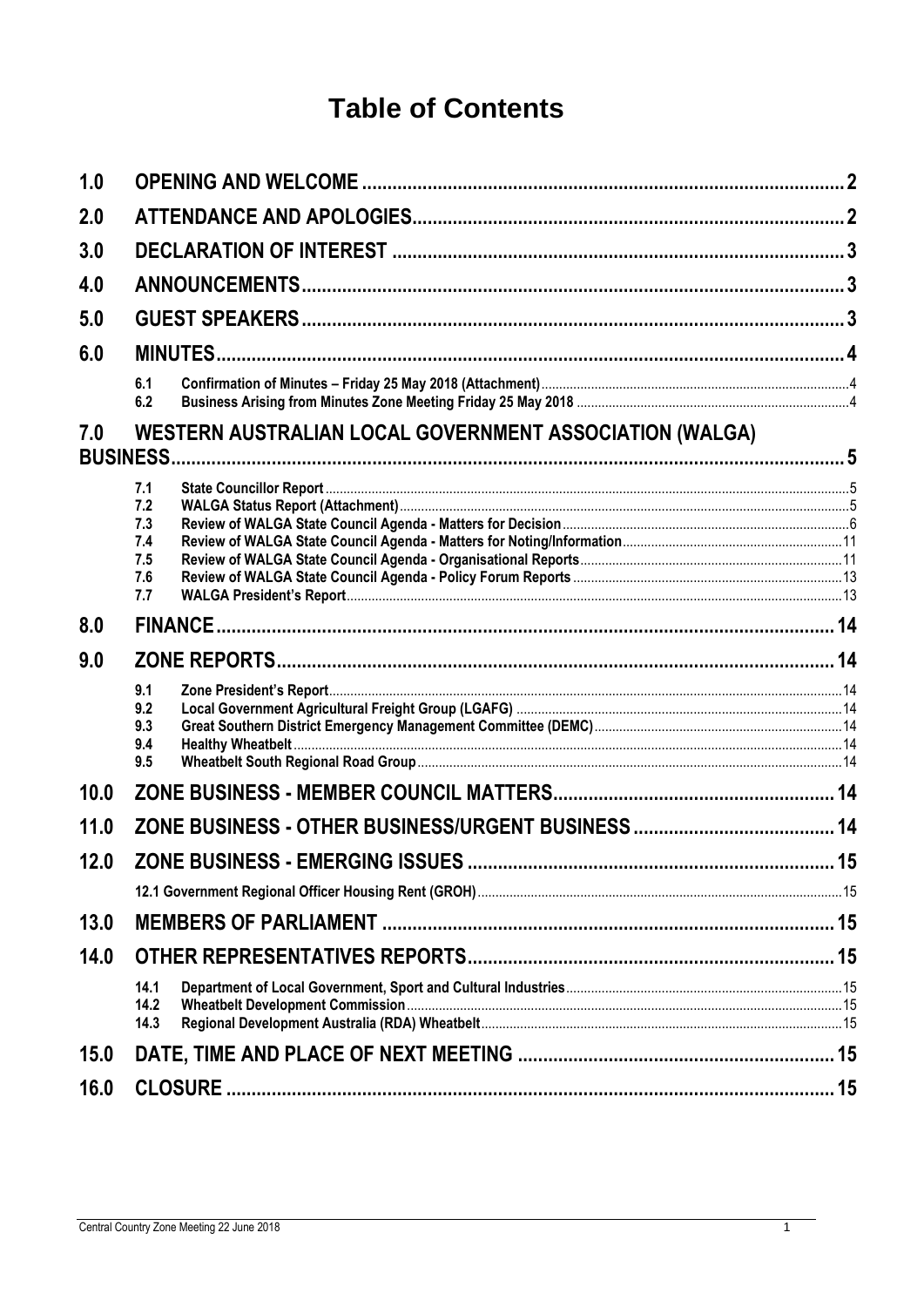# Table of Contents

| | | |
|---|---|---|
| **1.0** | **OPENING AND WELCOME** | **2** |
| **2.0** | **ATTENDANCE AND APOLOGIES** | **2** |
| **3.0** | **DECLARATION OF INTEREST** | **3** |
| **4.0** | **ANNOUNCEMENTS** | **3** |
| **5.0** | **GUEST SPEAKERS** | **3** |
| **6.0** | **MINUTES** | **4** |
| 6.1 | Confirmation of Minutes – Friday 25 May 2018 (Attachment) | 4 |
| 6.2 | Business Arising from Minutes Zone Meeting Friday 25 May 2018 | 4 |
| **7.0** | **WESTERN AUSTRALIAN LOCAL GOVERNMENT ASSOCIATION (WALGA) BUSINESS** | **5** |
| 7.1 | State Councillor Report | 5 |
| 7.2 | WALGA Status Report (Attachment) | 5 |
| 7.3 | Review of WALGA State Council Agenda - Matters for Decision | 6 |
| 7.4 | Review of WALGA State Council Agenda - Matters for Noting/Information | 11 |
| 7.5 | Review of WALGA State Council Agenda - Organisational Reports | 11 |
| 7.6 | Review of WALGA State Council Agenda - Policy Forum Reports | 13 |
| 7.7 | WALGA President's Report | 13 |
| **8.0** | **FINANCE** | **14** |
| **9.0** | **ZONE REPORTS** | **14** |
| 9.1 | Zone President's Report | 14 |
| 9.2 | Local Government Agricultural Freight Group (LGAFG) | 14 |
| 9.3 | Great Southern District Emergency Management Committee (DEMC) | 14 |
| 9.4 | Healthy Wheatbelt | 14 |
| 9.5 | Wheatbelt South Regional Road Group | 14 |
| **10.0** | **ZONE BUSINESS - MEMBER COUNCIL MATTERS** | **14** |
| **11.0** | **ZONE BUSINESS - OTHER BUSINESS/URGENT BUSINESS** | **14** |
| **12.0** | **ZONE BUSINESS - EMERGING ISSUES** | **15** |
| | 12.1 Government Regional Officer Housing Rent (GROH) | 15 |
| **13.0** | **MEMBERS OF PARLIAMENT** | **15** |
| **14.0** | **OTHER REPRESENTATIVES REPORTS** | **15** |
| 14.1 | Department of Local Government, Sport and Cultural Industries | 15 |
| 14.2 | Wheatbelt Development Commission | 15 |
| 14.3 | Regional Development Australia (RDA) Wheatbelt | 15 |
| **15.0** | **DATE, TIME AND PLACE OF NEXT MEETING** | **15** |
| **16.0** | **CLOSURE** | **15** |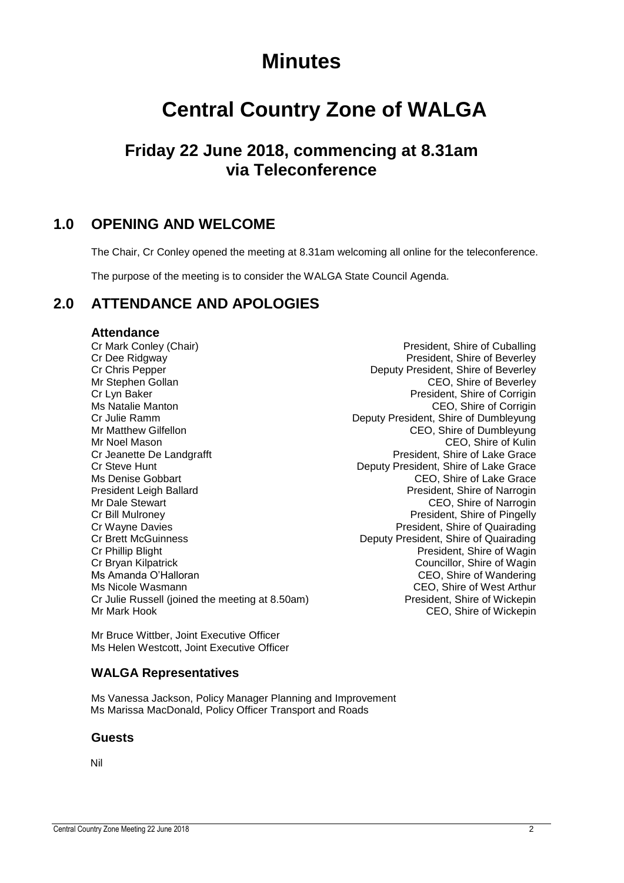# Minutes

# Central Country Zone of WALGA

## Friday 22 June 2018, commencing at 8.31am via Teleconference

## 1.0 OPENING AND WELCOME

The Chair, Cr Conley opened the meeting at 8.31am welcoming all online for the teleconference.

The purpose of the meeting is to consider the WALGA State Council Agenda.

## 2.0 ATTENDANCE AND APOLOGIES

### Attendance

| | |
|---|---|
| Cr Mark Conley (Chair) | President, Shire of Cuballing |
| Cr Dee Ridgway | President, Shire of Beverley |
| Cr Chris Pepper | Deputy President, Shire of Beverley |
| Mr Stephen Gollan | CEO, Shire of Beverley |
| Cr Lyn Baker | President, Shire of Corrigin |
| Ms Natalie Manton | CEO, Shire of Corrigin |
| Cr Julie Ramm | Deputy President, Shire of Dumbleyung |
| Mr Matthew Gilfellon | CEO, Shire of Dumbleyung |
| Mr Noel Mason | CEO, Shire of Kulin |
| Cr Jeanette De Landgrafft | President, Shire of Lake Grace |
| Cr Steve Hunt | Deputy President, Shire of Lake Grace |
| Ms Denise Gobbart | CEO, Shire of Lake Grace |
| President Leigh Ballard | President, Shire of Narrogin |
| Mr Dale Stewart | CEO, Shire of Narrogin |
| Cr Bill Mulroney | President, Shire of Pingelly |
| Cr Wayne Davies | President, Shire of Quairading |
| Cr Brett McGuinness | Deputy President, Shire of Quairading |
| Cr Phillip Blight | President, Shire of Wagin |
| Cr Bryan Kilpatrick | Councillor, Shire of Wagin |
| Ms Amanda O'Halloran | CEO, Shire of Wandering |
| Ms Nicole Wasmann | CEO, Shire of West Arthur |
| Cr Julie Russell (joined the meeting at 8.50am) | President, Shire of Wickepin |
| Mr Mark Hook | CEO, Shire of Wickepin |

Mr Bruce Wittber, Joint Executive Officer
Ms Helen Westcott, Joint Executive Officer

### WALGA Representatives

Ms Vanessa Jackson, Policy Manager Planning and Improvement
Ms Marissa MacDonald, Policy Officer Transport and Roads

### Guests

Nil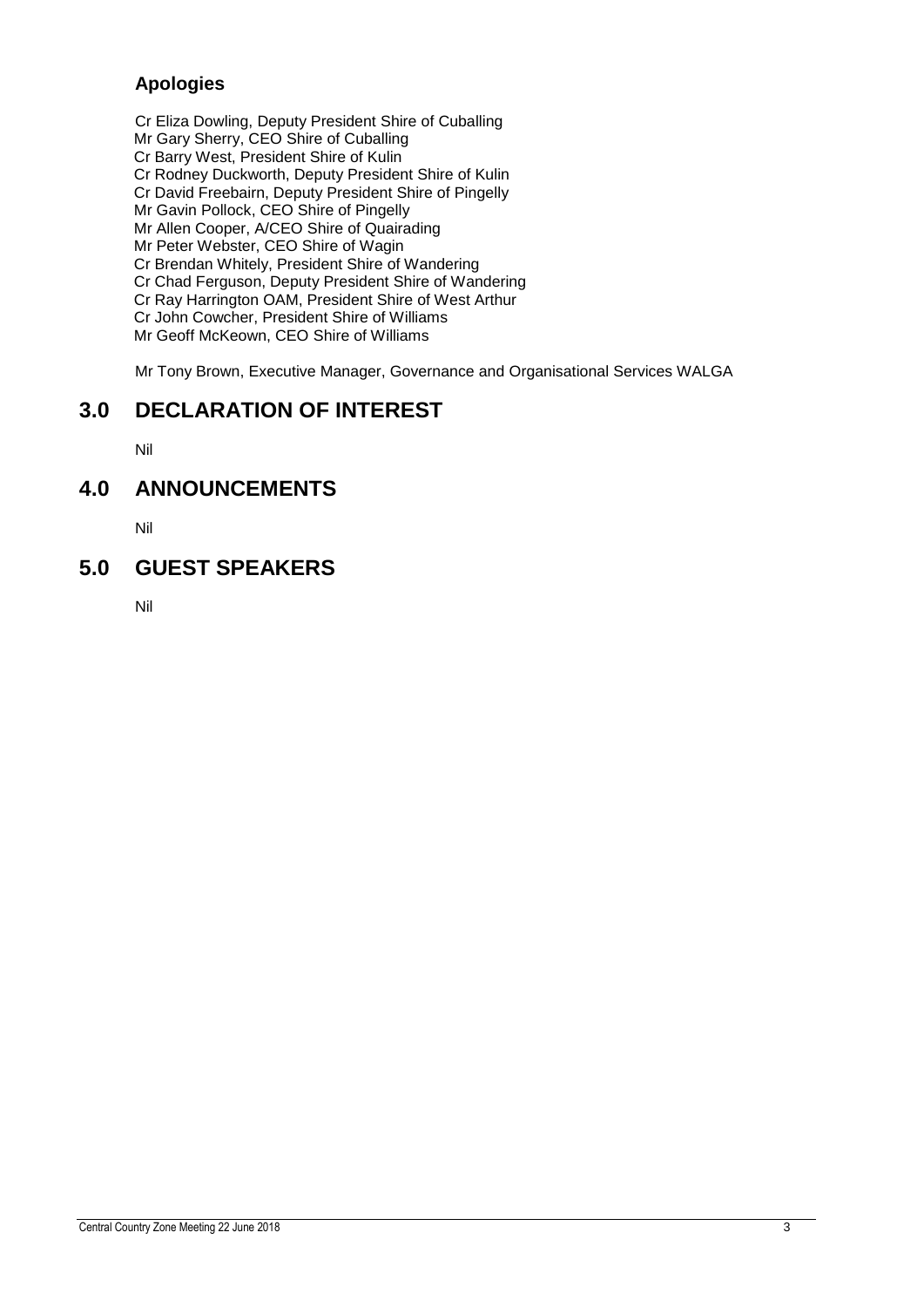### Apologies

Cr Eliza Dowling, Deputy President Shire of Cuballing
Mr Gary Sherry, CEO Shire of Cuballing
Cr Barry West, President Shire of Kulin
Cr Rodney Duckworth, Deputy President Shire of Kulin
Cr David Freebairn, Deputy President Shire of Pingelly
Mr Gavin Pollock, CEO Shire of Pingelly
Mr Allen Cooper, A/CEO Shire of Quairading
Mr Peter Webster, CEO Shire of Wagin
Cr Brendan Whitely, President Shire of Wandering
Cr Chad Ferguson, Deputy President Shire of Wandering
Cr Ray Harrington OAM, President Shire of West Arthur
Cr John Cowcher, President Shire of Williams
Mr Geoff McKeown, CEO Shire of Williams

Mr Tony Brown, Executive Manager, Governance and Organisational Services WALGA

## 3.0 DECLARATION OF INTEREST

Nil

## 4.0 ANNOUNCEMENTS

Nil

## 5.0 GUEST SPEAKERS

Nil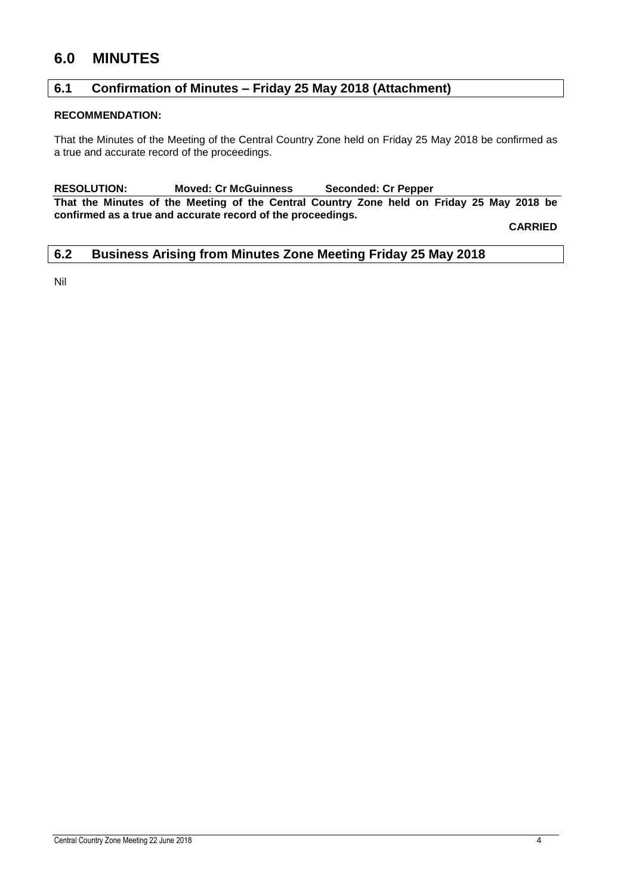# 6.0 MINUTES

## 6.1 Confirmation of Minutes – Friday 25 May 2018 (Attachment)

**RECOMMENDATION:**

That the Minutes of the Meeting of the Central Country Zone held on Friday 25 May 2018 be confirmed as a true and accurate record of the proceedings.

**RESOLUTION: Moved: Cr McGuinness Seconded: Cr Pepper**

**That the Minutes of the Meeting of the Central Country Zone held on Friday 25 May 2018 be confirmed as a true and accurate record of the proceedings.**

**CARRIED**

## 6.2 Business Arising from Minutes Zone Meeting Friday 25 May 2018

Nil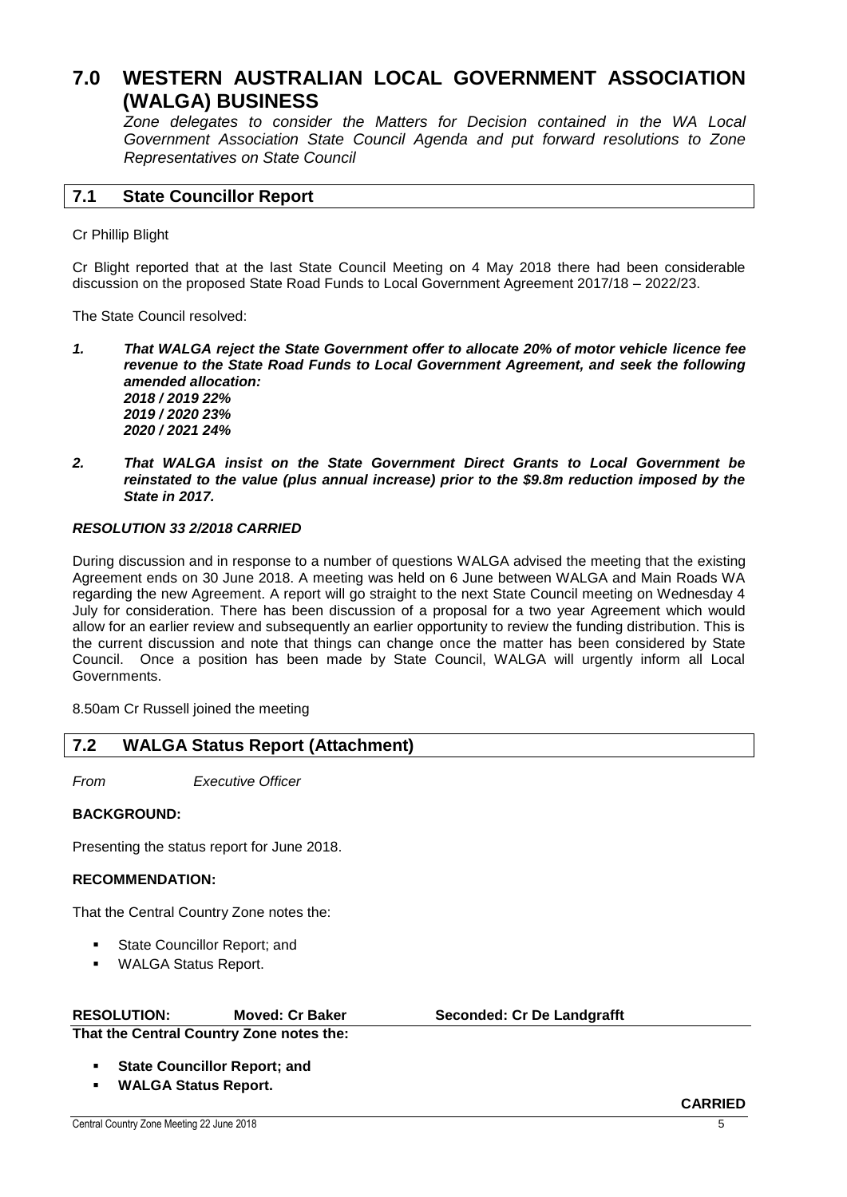# 7.0 WESTERN AUSTRALIAN LOCAL GOVERNMENT ASSOCIATION (WALGA) BUSINESS

*Zone delegates to consider the Matters for Decision contained in the WA Local Government Association State Council Agenda and put forward resolutions to Zone Representatives on State Council*

## 7.1 State Councillor Report

Cr Phillip Blight

Cr Blight reported that at the last State Council Meeting on 4 May 2018 there had been considerable discussion on the proposed State Road Funds to Local Government Agreement 2017/18 – 2022/23.

The State Council resolved:

***1. That WALGA reject the State Government offer to allocate 20% of motor vehicle licence fee revenue to the State Road Funds to Local Government Agreement, and seek the following amended allocation:***
***2018 / 2019 22%***
***2019 / 2020 23%***
***2020 / 2021 24%***

***2. That WALGA insist on the State Government Direct Grants to Local Government be reinstated to the value (plus annual increase) prior to the $9.8m reduction imposed by the State in 2017.***

***RESOLUTION 33 2/2018 CARRIED***

During discussion and in response to a number of questions WALGA advised the meeting that the existing Agreement ends on 30 June 2018. A meeting was held on 6 June between WALGA and Main Roads WA regarding the new Agreement. A report will go straight to the next State Council meeting on Wednesday 4 July for consideration. There has been discussion of a proposal for a two year Agreement which would allow for an earlier review and subsequently an earlier opportunity to review the funding distribution. This is the current discussion and note that things can change once the matter has been considered by State Council. Once a position has been made by State Council, WALGA will urgently inform all Local Governments.

8.50am Cr Russell joined the meeting

## 7.2 WALGA Status Report (Attachment)

*From* *Executive Officer*

**BACKGROUND:**

Presenting the status report for June 2018.

**RECOMMENDATION:**

That the Central Country Zone notes the:

- State Councillor Report; and
- WALGA Status Report.

**RESOLUTION:** **Moved: Cr Baker** **Seconded: Cr De Landgrafft**

**That the Central Country Zone notes the:**

- **State Councillor Report; and**
- **WALGA Status Report.**

**CARRIED**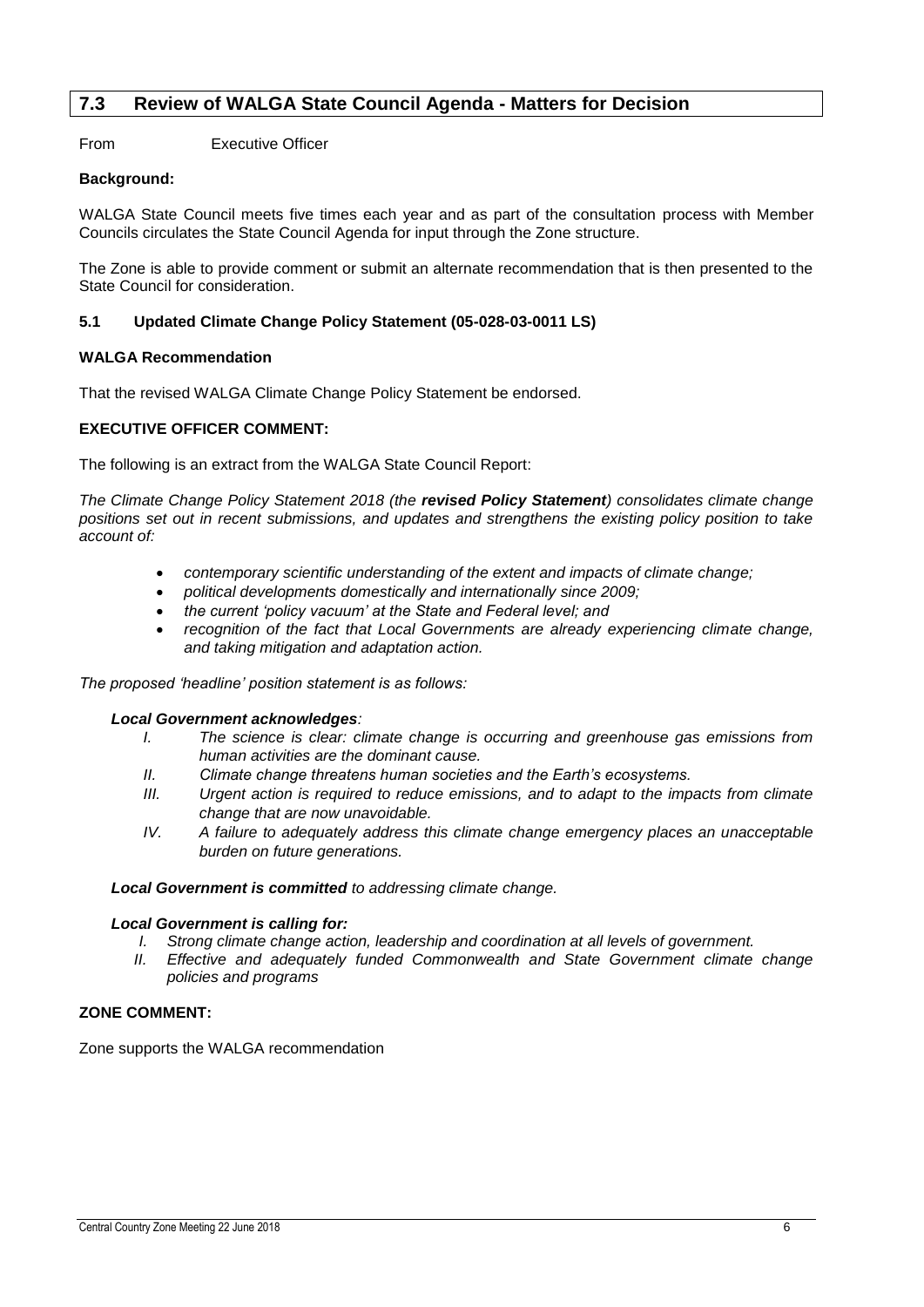## 7.3 Review of WALGA State Council Agenda - Matters for Decision

From Executive Officer

**Background:**

WALGA State Council meets five times each year and as part of the consultation process with Member Councils circulates the State Council Agenda for input through the Zone structure.

The Zone is able to provide comment or submit an alternate recommendation that is then presented to the State Council for consideration.

### 5.1 Updated Climate Change Policy Statement (05-028-03-0011 LS)

**WALGA Recommendation**

That the revised WALGA Climate Change Policy Statement be endorsed.

**EXECUTIVE OFFICER COMMENT:**

The following is an extract from the WALGA State Council Report:

*The Climate Change Policy Statement 2018 (the **revised Policy Statement**) consolidates climate change positions set out in recent submissions, and updates and strengthens the existing policy position to take account of:*

- *contemporary scientific understanding of the extent and impacts of climate change;*
- *political developments domestically and internationally since 2009;*
- *the current 'policy vacuum' at the State and Federal level; and*
- *recognition of the fact that Local Governments are already experiencing climate change, and taking mitigation and adaptation action.*

*The proposed 'headline' position statement is as follows:*

***Local Government acknowledges**:*

- *I. The science is clear: climate change is occurring and greenhouse gas emissions from human activities are the dominant cause.*
- *II. Climate change threatens human societies and the Earth's ecosystems.*
- *III. Urgent action is required to reduce emissions, and to adapt to the impacts from climate change that are now unavoidable.*
- *IV. A failure to adequately address this climate change emergency places an unacceptable burden on future generations.*

***Local Government is committed** to addressing climate change.*

***Local Government is calling for:***

- *I. Strong climate change action, leadership and coordination at all levels of government.*
- *II. Effective and adequately funded Commonwealth and State Government climate change policies and programs*

**ZONE COMMENT:**

Zone supports the WALGA recommendation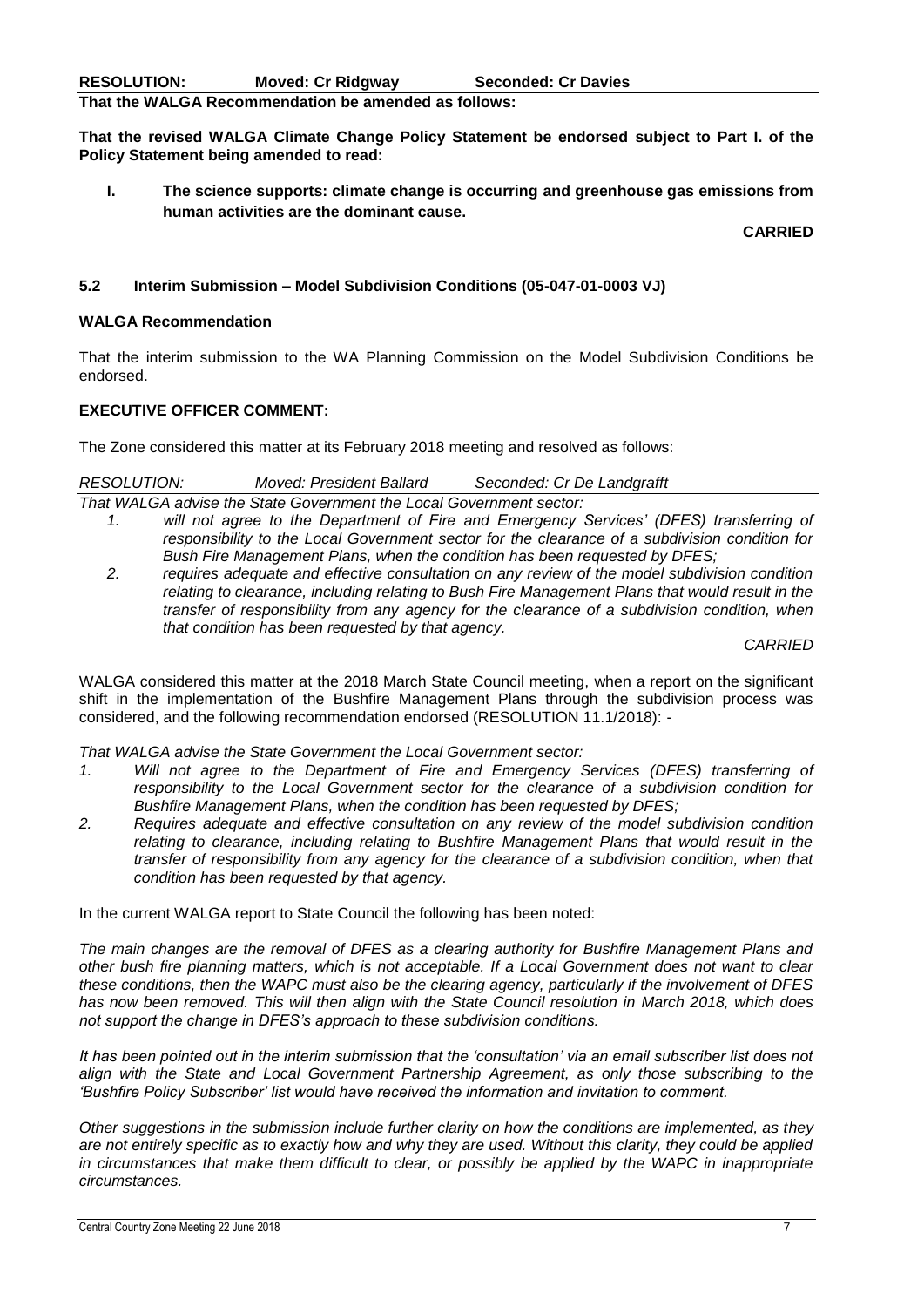**RESOLUTION: Moved: Cr Ridgway Seconded: Cr Davies**

**That the WALGA Recommendation be amended as follows:**

**That the revised WALGA Climate Change Policy Statement be endorsed subject to Part I. of the Policy Statement being amended to read:**

**I. The science supports: climate change is occurring and greenhouse gas emissions from human activities are the dominant cause.**

**CARRIED**

### 5.2 Interim Submission – Model Subdivision Conditions (05-047-01-0003 VJ)

**WALGA Recommendation**

That the interim submission to the WA Planning Commission on the Model Subdivision Conditions be endorsed.

**EXECUTIVE OFFICER COMMENT:**

The Zone considered this matter at its February 2018 meeting and resolved as follows:

*RESOLUTION: Moved: President Ballard Seconded: Cr De Landgrafft*

*That WALGA advise the State Government the Local Government sector:*

1. *will not agree to the Department of Fire and Emergency Services' (DFES) transferring of responsibility to the Local Government sector for the clearance of a subdivision condition for Bush Fire Management Plans, when the condition has been requested by DFES;*
2. *requires adequate and effective consultation on any review of the model subdivision condition relating to clearance, including relating to Bush Fire Management Plans that would result in the transfer of responsibility from any agency for the clearance of a subdivision condition, when that condition has been requested by that agency.*

*CARRIED*

WALGA considered this matter at the 2018 March State Council meeting, when a report on the significant shift in the implementation of the Bushfire Management Plans through the subdivision process was considered, and the following recommendation endorsed (RESOLUTION 11.1/2018): -

*That WALGA advise the State Government the Local Government sector:*

1. *Will not agree to the Department of Fire and Emergency Services (DFES) transferring of responsibility to the Local Government sector for the clearance of a subdivision condition for Bushfire Management Plans, when the condition has been requested by DFES;*
2. *Requires adequate and effective consultation on any review of the model subdivision condition relating to clearance, including relating to Bushfire Management Plans that would result in the transfer of responsibility from any agency for the clearance of a subdivision condition, when that condition has been requested by that agency.*

In the current WALGA report to State Council the following has been noted:

*The main changes are the removal of DFES as a clearing authority for Bushfire Management Plans and other bush fire planning matters, which is not acceptable. If a Local Government does not want to clear these conditions, then the WAPC must also be the clearing agency, particularly if the involvement of DFES has now been removed. This will then align with the State Council resolution in March 2018, which does not support the change in DFES's approach to these subdivision conditions.*

*It has been pointed out in the interim submission that the 'consultation' via an email subscriber list does not align with the State and Local Government Partnership Agreement, as only those subscribing to the 'Bushfire Policy Subscriber' list would have received the information and invitation to comment.*

*Other suggestions in the submission include further clarity on how the conditions are implemented, as they are not entirely specific as to exactly how and why they are used. Without this clarity, they could be applied in circumstances that make them difficult to clear, or possibly be applied by the WAPC in inappropriate circumstances.*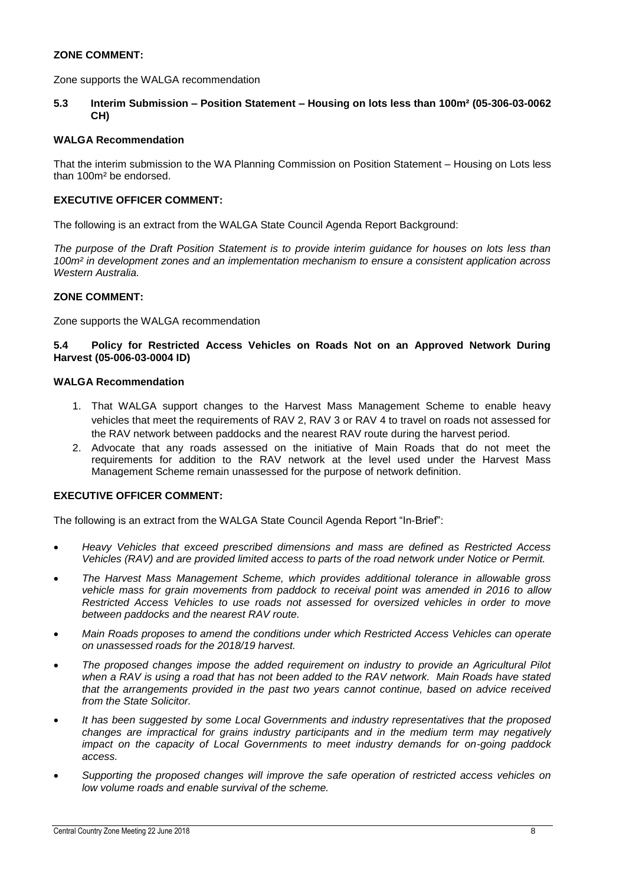**ZONE COMMENT:**

Zone supports the WALGA recommendation

### 5.3 Interim Submission – Position Statement – Housing on lots less than 100m² (05-306-03-0062 CH)

**WALGA Recommendation**

That the interim submission to the WA Planning Commission on Position Statement – Housing on Lots less than 100m² be endorsed.

**EXECUTIVE OFFICER COMMENT:**

The following is an extract from the WALGA State Council Agenda Report Background:

*The purpose of the Draft Position Statement is to provide interim guidance for houses on lots less than 100m² in development zones and an implementation mechanism to ensure a consistent application across Western Australia.*

**ZONE COMMENT:**

Zone supports the WALGA recommendation

### 5.4 Policy for Restricted Access Vehicles on Roads Not on an Approved Network During Harvest (05-006-03-0004 ID)

**WALGA Recommendation**

1. That WALGA support changes to the Harvest Mass Management Scheme to enable heavy vehicles that meet the requirements of RAV 2, RAV 3 or RAV 4 to travel on roads not assessed for the RAV network between paddocks and the nearest RAV route during the harvest period.
2. Advocate that any roads assessed on the initiative of Main Roads that do not meet the requirements for addition to the RAV network at the level used under the Harvest Mass Management Scheme remain unassessed for the purpose of network definition.

**EXECUTIVE OFFICER COMMENT:**

The following is an extract from the WALGA State Council Agenda Report "In-Brief":

- *Heavy Vehicles that exceed prescribed dimensions and mass are defined as Restricted Access Vehicles (RAV) and are provided limited access to parts of the road network under Notice or Permit.*
- *The Harvest Mass Management Scheme, which provides additional tolerance in allowable gross vehicle mass for grain movements from paddock to receival point was amended in 2016 to allow Restricted Access Vehicles to use roads not assessed for oversized vehicles in order to move between paddocks and the nearest RAV route.*
- *Main Roads proposes to amend the conditions under which Restricted Access Vehicles can operate on unassessed roads for the 2018/19 harvest.*
- *The proposed changes impose the added requirement on industry to provide an Agricultural Pilot when a RAV is using a road that has not been added to the RAV network. Main Roads have stated that the arrangements provided in the past two years cannot continue, based on advice received from the State Solicitor.*
- *It has been suggested by some Local Governments and industry representatives that the proposed changes are impractical for grains industry participants and in the medium term may negatively impact on the capacity of Local Governments to meet industry demands for on-going paddock access.*
- *Supporting the proposed changes will improve the safe operation of restricted access vehicles on low volume roads and enable survival of the scheme.*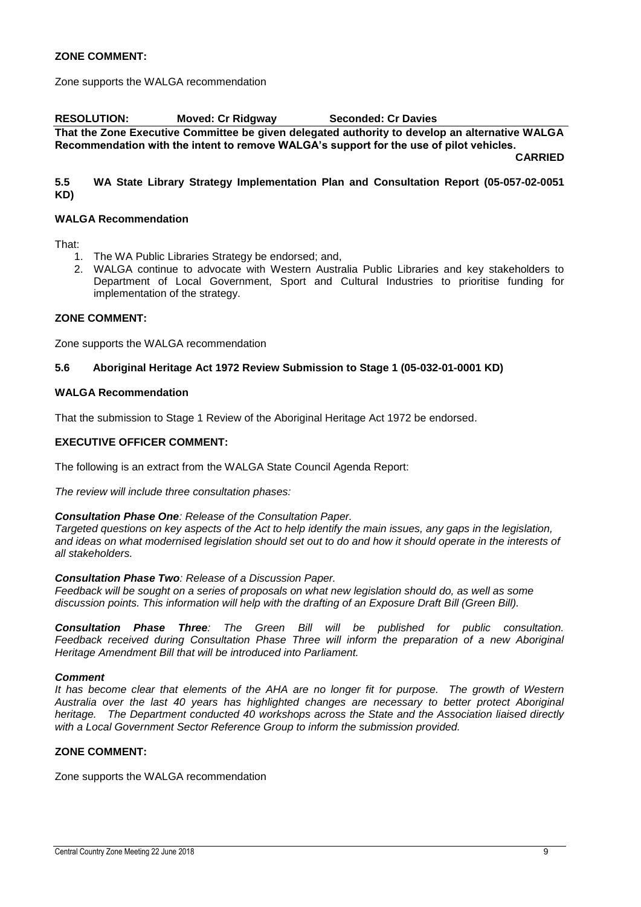**ZONE COMMENT:**

Zone supports the WALGA recommendation

**RESOLUTION: Moved: Cr Ridgway Seconded: Cr Davies**

**That the Zone Executive Committee be given delegated authority to develop an alternative WALGA Recommendation with the intent to remove WALGA's support for the use of pilot vehicles.**

**CARRIED**

### 5.5 WA State Library Strategy Implementation Plan and Consultation Report (05-057-02-0051 KD)

**WALGA Recommendation**

That:

1. The WA Public Libraries Strategy be endorsed; and,
2. WALGA continue to advocate with Western Australia Public Libraries and key stakeholders to Department of Local Government, Sport and Cultural Industries to prioritise funding for implementation of the strategy.

**ZONE COMMENT:**

Zone supports the WALGA recommendation

### 5.6 Aboriginal Heritage Act 1972 Review Submission to Stage 1 (05-032-01-0001 KD)

**WALGA Recommendation**

That the submission to Stage 1 Review of the Aboriginal Heritage Act 1972 be endorsed.

**EXECUTIVE OFFICER COMMENT:**

The following is an extract from the WALGA State Council Agenda Report:

*The review will include three consultation phases:*

***Consultation Phase One**: Release of the Consultation Paper.*
*Targeted questions on key aspects of the Act to help identify the main issues, any gaps in the legislation, and ideas on what modernised legislation should set out to do and how it should operate in the interests of all stakeholders.*

***Consultation Phase Two**: Release of a Discussion Paper.*
*Feedback will be sought on a series of proposals on what new legislation should do, as well as some discussion points. This information will help with the drafting of an Exposure Draft Bill (Green Bill).*

***Consultation Phase Three**: The Green Bill will be published for public consultation. Feedback received during Consultation Phase Three will inform the preparation of a new Aboriginal Heritage Amendment Bill that will be introduced into Parliament.*

***Comment***
*It has become clear that elements of the AHA are no longer fit for purpose. The growth of Western Australia over the last 40 years has highlighted changes are necessary to better protect Aboriginal heritage. The Department conducted 40 workshops across the State and the Association liaised directly with a Local Government Sector Reference Group to inform the submission provided.*

**ZONE COMMENT:**

Zone supports the WALGA recommendation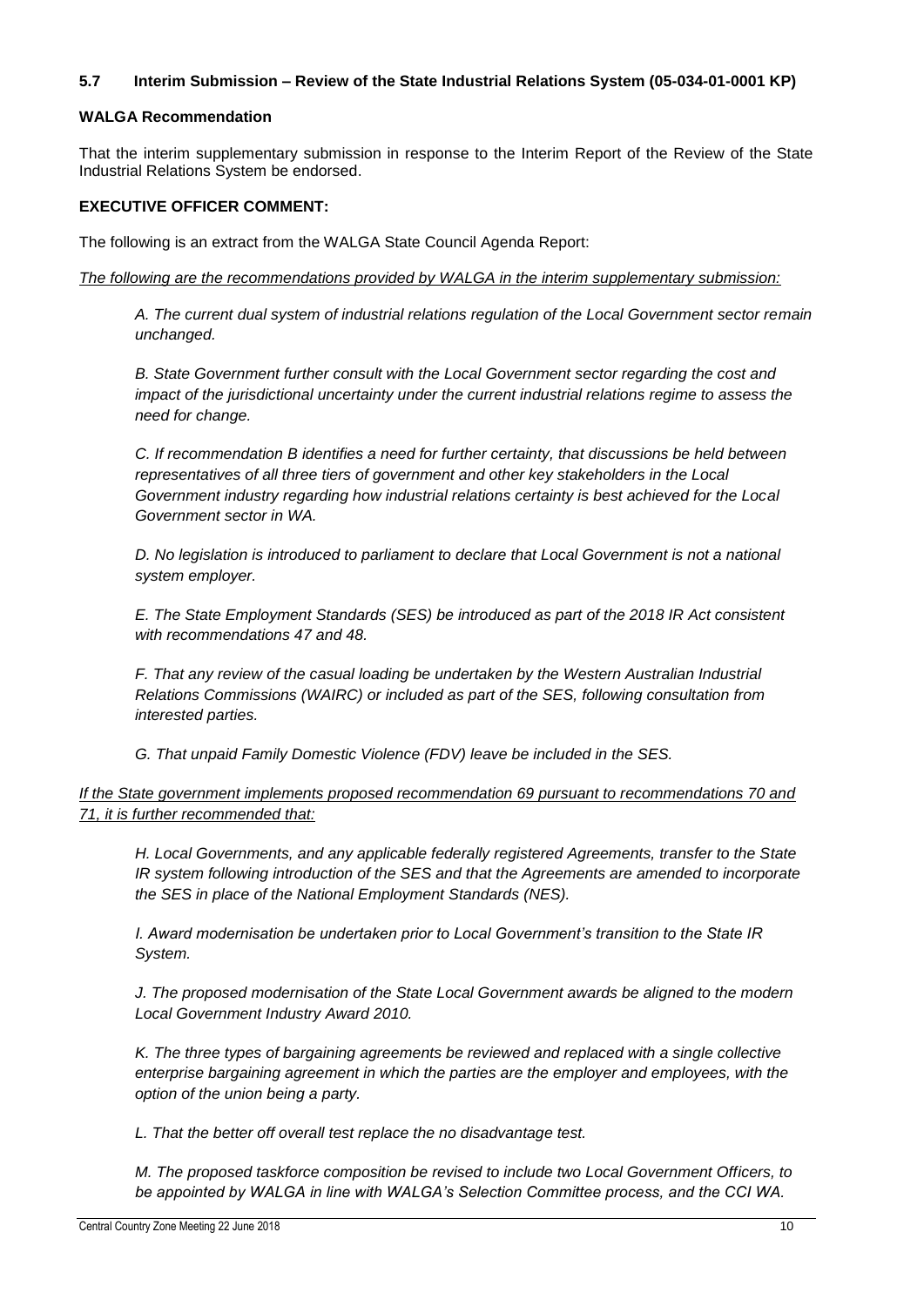### 5.7 Interim Submission – Review of the State Industrial Relations System (05-034-01-0001 KP)

**WALGA Recommendation**

That the interim supplementary submission in response to the Interim Report of the Review of the State Industrial Relations System be endorsed.

**EXECUTIVE OFFICER COMMENT:**

The following is an extract from the WALGA State Council Agenda Report:

*The following are the recommendations provided by WALGA in the interim supplementary submission:*

> *A. The current dual system of industrial relations regulation of the Local Government sector remain unchanged.*
>
> *B. State Government further consult with the Local Government sector regarding the cost and impact of the jurisdictional uncertainty under the current industrial relations regime to assess the need for change.*
>
> *C. If recommendation B identifies a need for further certainty, that discussions be held between representatives of all three tiers of government and other key stakeholders in the Local Government industry regarding how industrial relations certainty is best achieved for the Local Government sector in WA.*
>
> *D. No legislation is introduced to parliament to declare that Local Government is not a national system employer.*
>
> *E. The State Employment Standards (SES) be introduced as part of the 2018 IR Act consistent with recommendations 47 and 48.*
>
> *F. That any review of the casual loading be undertaken by the Western Australian Industrial Relations Commissions (WAIRC) or included as part of the SES, following consultation from interested parties.*
>
> *G. That unpaid Family Domestic Violence (FDV) leave be included in the SES.*

*If the State government implements proposed recommendation 69 pursuant to recommendations 70 and 71, it is further recommended that:*

> *H. Local Governments, and any applicable federally registered Agreements, transfer to the State IR system following introduction of the SES and that the Agreements are amended to incorporate the SES in place of the National Employment Standards (NES).*
>
> *I. Award modernisation be undertaken prior to Local Government's transition to the State IR System.*
>
> *J. The proposed modernisation of the State Local Government awards be aligned to the modern Local Government Industry Award 2010.*
>
> *K. The three types of bargaining agreements be reviewed and replaced with a single collective enterprise bargaining agreement in which the parties are the employer and employees, with the option of the union being a party.*
>
> *L. That the better off overall test replace the no disadvantage test.*
>
> *M. The proposed taskforce composition be revised to include two Local Government Officers, to be appointed by WALGA in line with WALGA's Selection Committee process, and the CCI WA.*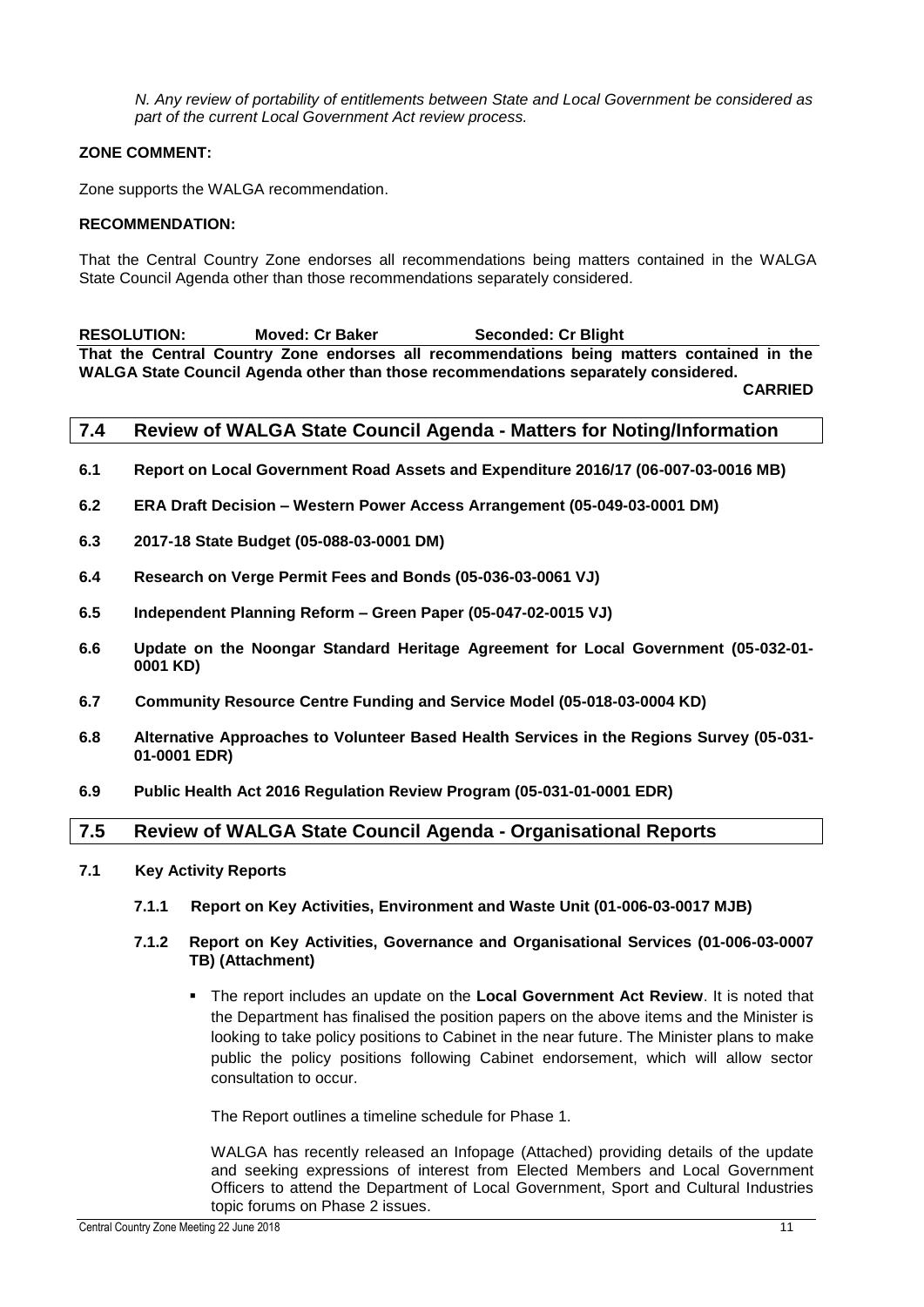*N. Any review of portability of entitlements between State and Local Government be considered as part of the current Local Government Act review process.*

**ZONE COMMENT:**

Zone supports the WALGA recommendation.

**RECOMMENDATION:**

That the Central Country Zone endorses all recommendations being matters contained in the WALGA State Council Agenda other than those recommendations separately considered.

**RESOLUTION: Moved: Cr Baker Seconded: Cr Blight**

**That the Central Country Zone endorses all recommendations being matters contained in the WALGA State Council Agenda other than those recommendations separately considered.**

**CARRIED**

## 7.4 Review of WALGA State Council Agenda - Matters for Noting/Information

**6.1 Report on Local Government Road Assets and Expenditure 2016/17 (06-007-03-0016 MB)**

**6.2 ERA Draft Decision – Western Power Access Arrangement (05-049-03-0001 DM)**

**6.3 2017-18 State Budget (05-088-03-0001 DM)**

**6.4 Research on Verge Permit Fees and Bonds (05-036-03-0061 VJ)**

**6.5 Independent Planning Reform – Green Paper (05-047-02-0015 VJ)**

**6.6 Update on the Noongar Standard Heritage Agreement for Local Government (05-032-01-0001 KD)**

**6.7 Community Resource Centre Funding and Service Model (05-018-03-0004 KD)**

**6.8 Alternative Approaches to Volunteer Based Health Services in the Regions Survey (05-031-01-0001 EDR)**

**6.9 Public Health Act 2016 Regulation Review Program (05-031-01-0001 EDR)**

## 7.5 Review of WALGA State Council Agenda - Organisational Reports

**7.1 Key Activity Reports**

**7.1.1 Report on Key Activities, Environment and Waste Unit (01-006-03-0017 MJB)**

**7.1.2 Report on Key Activities, Governance and Organisational Services (01-006-03-0007 TB) (Attachment)**

- The report includes an update on the **Local Government Act Review**. It is noted that the Department has finalised the position papers on the above items and the Minister is looking to take policy positions to Cabinet in the near future. The Minister plans to make public the policy positions following Cabinet endorsement, which will allow sector consultation to occur.

  The Report outlines a timeline schedule for Phase 1.

  WALGA has recently released an Infopage (Attached) providing details of the update and seeking expressions of interest from Elected Members and Local Government Officers to attend the Department of Local Government, Sport and Cultural Industries topic forums on Phase 2 issues.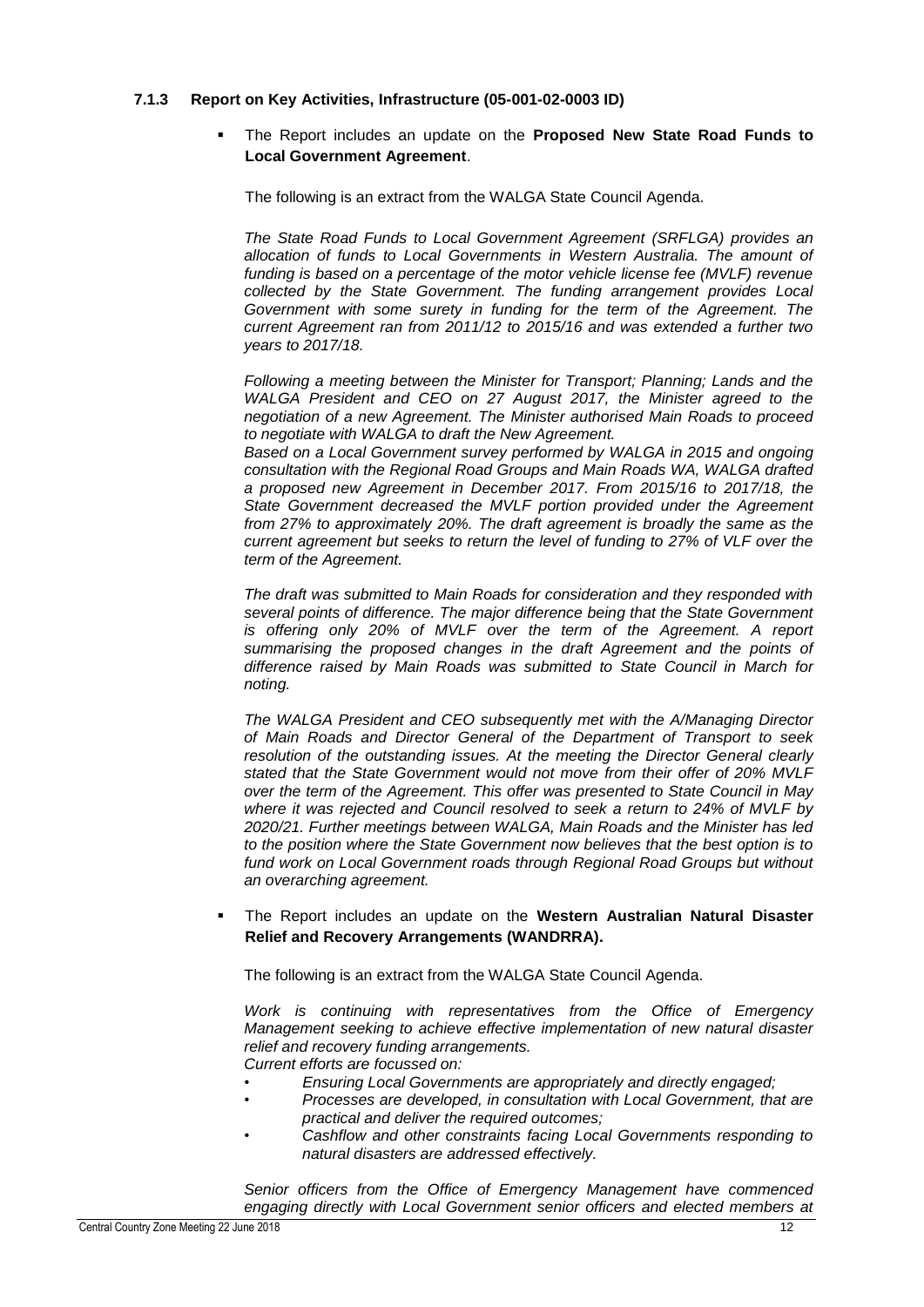### 7.1.3 Report on Key Activities, Infrastructure (05-001-02-0003 ID)

- The Report includes an update on the **Proposed New State Road Funds to Local Government Agreement**.

  The following is an extract from the WALGA State Council Agenda.

  *The State Road Funds to Local Government Agreement (SRFLGA) provides an allocation of funds to Local Governments in Western Australia. The amount of funding is based on a percentage of the motor vehicle license fee (MVLF) revenue collected by the State Government. The funding arrangement provides Local Government with some surety in funding for the term of the Agreement. The current Agreement ran from 2011/12 to 2015/16 and was extended a further two years to 2017/18.*

  *Following a meeting between the Minister for Transport; Planning; Lands and the WALGA President and CEO on 27 August 2017, the Minister agreed to the negotiation of a new Agreement. The Minister authorised Main Roads to proceed to negotiate with WALGA to draft the New Agreement.*
  *Based on a Local Government survey performed by WALGA in 2015 and ongoing consultation with the Regional Road Groups and Main Roads WA, WALGA drafted a proposed new Agreement in December 2017. From 2015/16 to 2017/18, the State Government decreased the MVLF portion provided under the Agreement from 27% to approximately 20%. The draft agreement is broadly the same as the current agreement but seeks to return the level of funding to 27% of VLF over the term of the Agreement.*

  *The draft was submitted to Main Roads for consideration and they responded with several points of difference. The major difference being that the State Government is offering only 20% of MVLF over the term of the Agreement. A report summarising the proposed changes in the draft Agreement and the points of difference raised by Main Roads was submitted to State Council in March for noting.*

  *The WALGA President and CEO subsequently met with the A/Managing Director of Main Roads and Director General of the Department of Transport to seek resolution of the outstanding issues. At the meeting the Director General clearly stated that the State Government would not move from their offer of 20% MVLF over the term of the Agreement. This offer was presented to State Council in May where it was rejected and Council resolved to seek a return to 24% of MVLF by 2020/21. Further meetings between WALGA, Main Roads and the Minister has led to the position where the State Government now believes that the best option is to fund work on Local Government roads through Regional Road Groups but without an overarching agreement.*

- The Report includes an update on the **Western Australian Natural Disaster Relief and Recovery Arrangements (WANDRRA).**

  The following is an extract from the WALGA State Council Agenda.

  *Work is continuing with representatives from the Office of Emergency Management seeking to achieve effective implementation of new natural disaster relief and recovery funding arrangements.*
  *Current efforts are focussed on:*
  - *Ensuring Local Governments are appropriately and directly engaged;*
  - *Processes are developed, in consultation with Local Government, that are practical and deliver the required outcomes;*
  - *Cashflow and other constraints facing Local Governments responding to natural disasters are addressed effectively.*

  *Senior officers from the Office of Emergency Management have commenced engaging directly with Local Government senior officers and elected members at*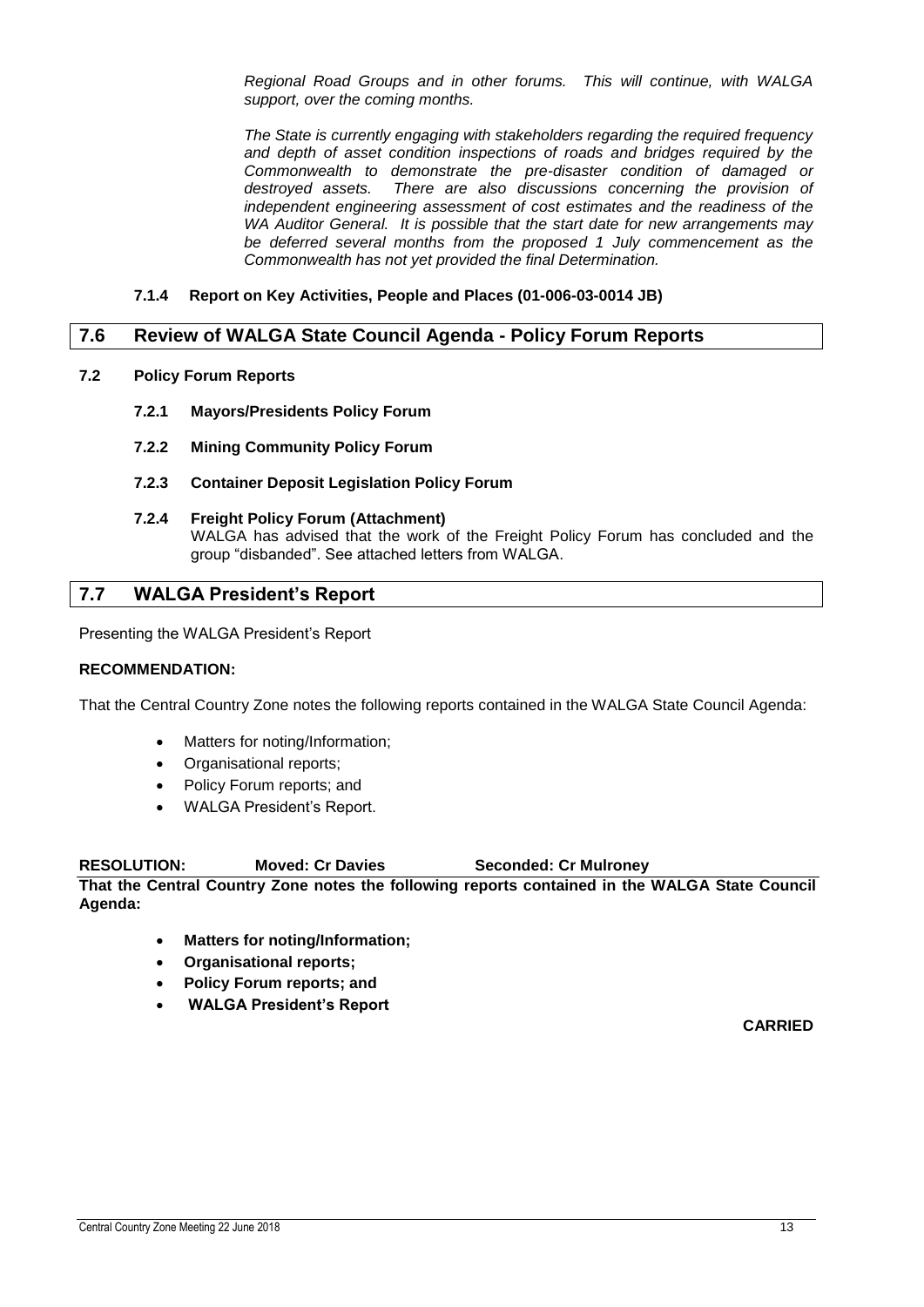*Regional Road Groups and in other forums. This will continue, with WALGA support, over the coming months.*

*The State is currently engaging with stakeholders regarding the required frequency and depth of asset condition inspections of roads and bridges required by the Commonwealth to demonstrate the pre-disaster condition of damaged or destroyed assets. There are also discussions concerning the provision of independent engineering assessment of cost estimates and the readiness of the WA Auditor General. It is possible that the start date for new arrangements may be deferred several months from the proposed 1 July commencement as the Commonwealth has not yet provided the final Determination.*

#### 7.1.4 Report on Key Activities, People and Places (01-006-03-0014 JB)

## 7.6 Review of WALGA State Council Agenda - Policy Forum Reports

### 7.2 Policy Forum Reports

#### 7.2.1 Mayors/Presidents Policy Forum

#### 7.2.2 Mining Community Policy Forum

#### 7.2.3 Container Deposit Legislation Policy Forum

#### 7.2.4 Freight Policy Forum (Attachment)

WALGA has advised that the work of the Freight Policy Forum has concluded and the group "disbanded". See attached letters from WALGA.

## 7.7 WALGA President's Report

Presenting the WALGA President's Report

**RECOMMENDATION:**

That the Central Country Zone notes the following reports contained in the WALGA State Council Agenda:

- Matters for noting/Information;
- Organisational reports;
- Policy Forum reports; and
- WALGA President's Report.

**RESOLUTION: Moved: Cr Davies Seconded: Cr Mulroney**

**That the Central Country Zone notes the following reports contained in the WALGA State Council Agenda:**

- **Matters for noting/Information;**
- **Organisational reports;**
- **Policy Forum reports; and**
- **WALGA President's Report**

**CARRIED**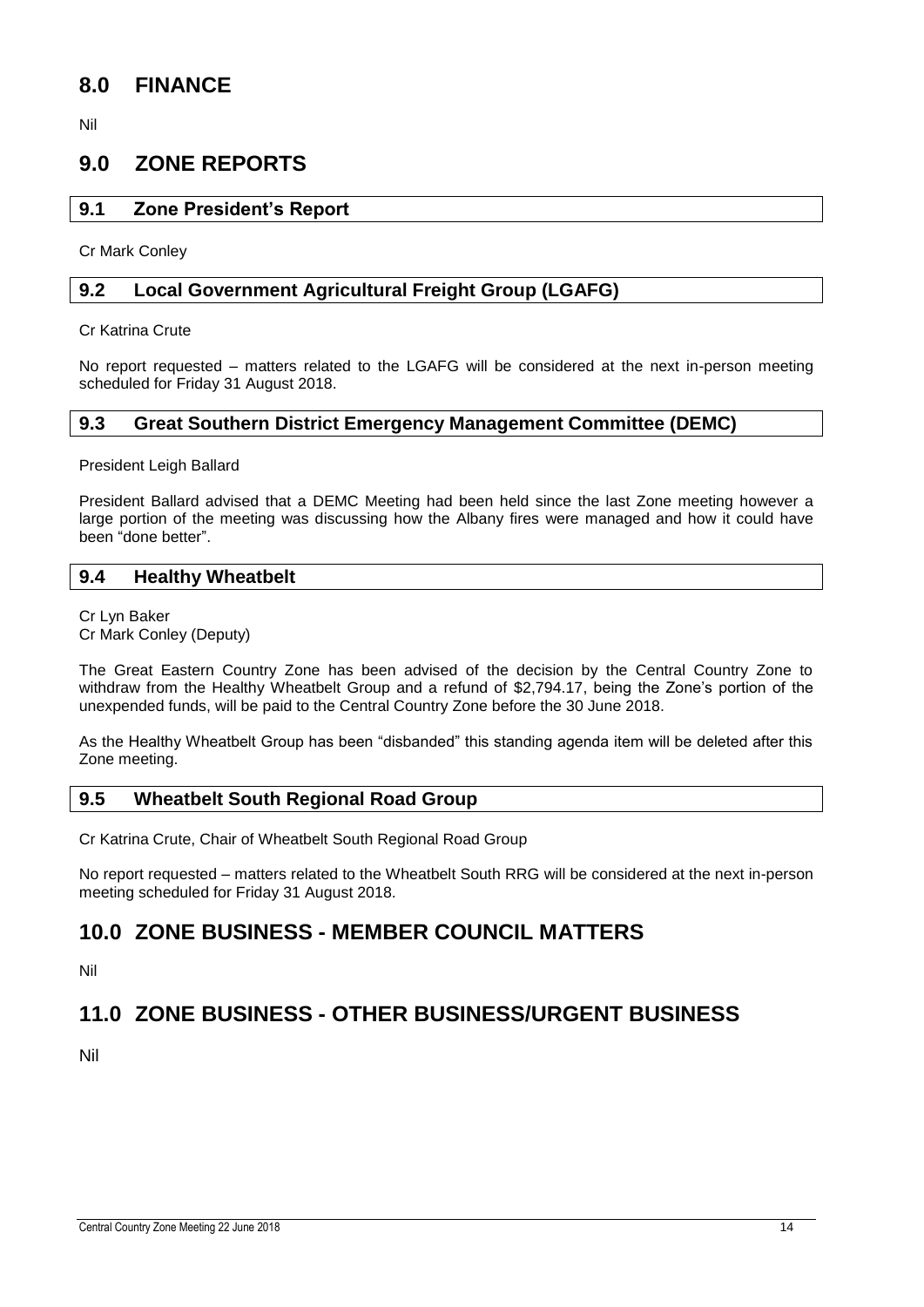# 8.0 FINANCE

Nil

# 9.0 ZONE REPORTS

## 9.1 Zone President's Report

Cr Mark Conley

## 9.2 Local Government Agricultural Freight Group (LGAFG)

Cr Katrina Crute

No report requested – matters related to the LGAFG will be considered at the next in-person meeting scheduled for Friday 31 August 2018.

## 9.3 Great Southern District Emergency Management Committee (DEMC)

President Leigh Ballard

President Ballard advised that a DEMC Meeting had been held since the last Zone meeting however a large portion of the meeting was discussing how the Albany fires were managed and how it could have been "done better".

## 9.4 Healthy Wheatbelt

Cr Lyn Baker
Cr Mark Conley (Deputy)

The Great Eastern Country Zone has been advised of the decision by the Central Country Zone to withdraw from the Healthy Wheatbelt Group and a refund of $2,794.17, being the Zone's portion of the unexpended funds, will be paid to the Central Country Zone before the 30 June 2018.

As the Healthy Wheatbelt Group has been "disbanded" this standing agenda item will be deleted after this Zone meeting.

## 9.5 Wheatbelt South Regional Road Group

Cr Katrina Crute, Chair of Wheatbelt South Regional Road Group

No report requested – matters related to the Wheatbelt South RRG will be considered at the next in-person meeting scheduled for Friday 31 August 2018.

# 10.0 ZONE BUSINESS - MEMBER COUNCIL MATTERS

Nil

# 11.0 ZONE BUSINESS - OTHER BUSINESS/URGENT BUSINESS

Nil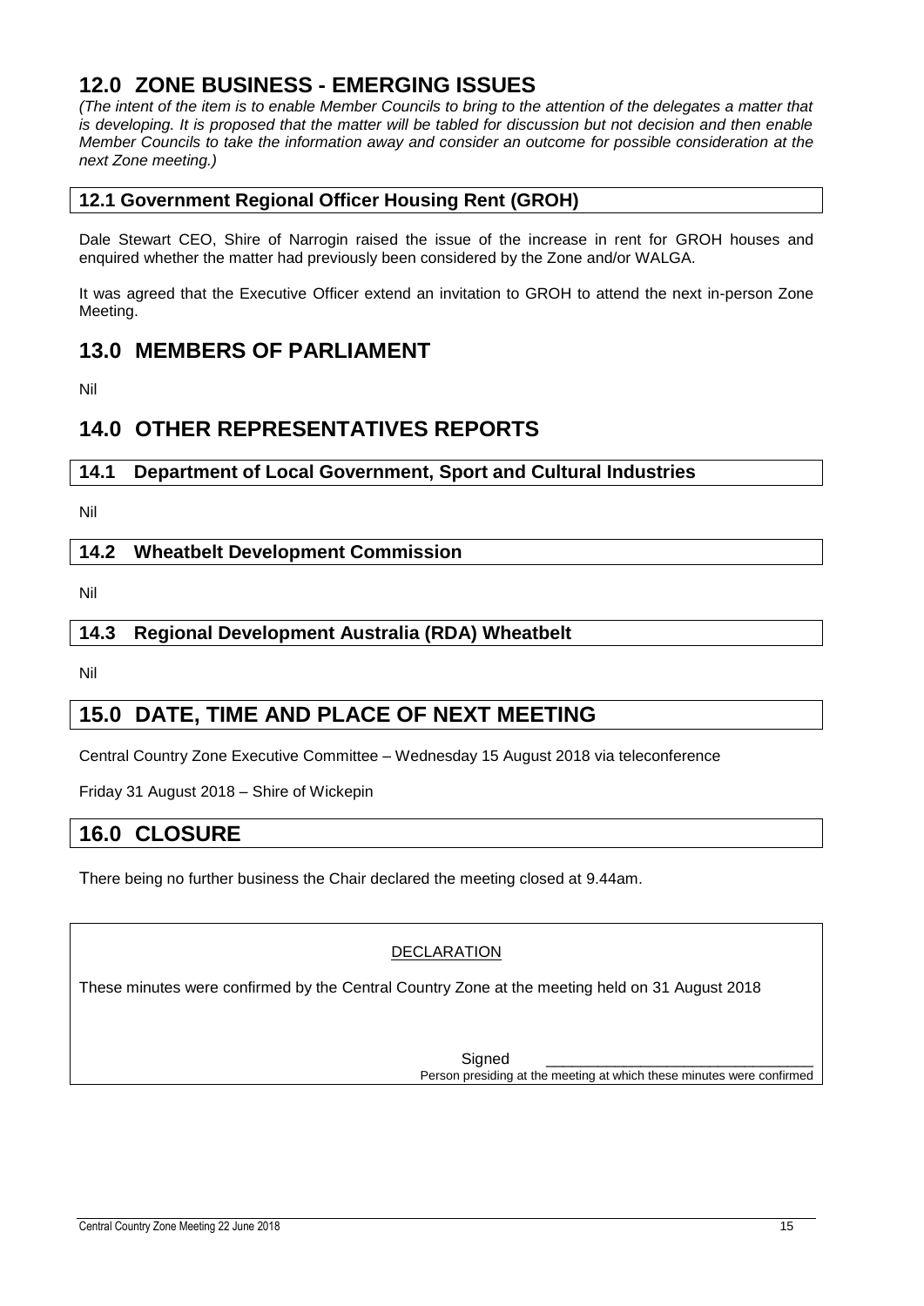## 12.0 ZONE BUSINESS - EMERGING ISSUES

*(The intent of the item is to enable Member Councils to bring to the attention of the delegates a matter that is developing. It is proposed that the matter will be tabled for discussion but not decision and then enable Member Councils to take the information away and consider an outcome for possible consideration at the next Zone meeting.)*

### 12.1 Government Regional Officer Housing Rent (GROH)

Dale Stewart CEO, Shire of Narrogin raised the issue of the increase in rent for GROH houses and enquired whether the matter had previously been considered by the Zone and/or WALGA.

It was agreed that the Executive Officer extend an invitation to GROH to attend the next in-person Zone Meeting.

## 13.0 MEMBERS OF PARLIAMENT

Nil

## 14.0 OTHER REPRESENTATIVES REPORTS

### 14.1 Department of Local Government, Sport and Cultural Industries

Nil

### 14.2 Wheatbelt Development Commission

Nil

### 14.3 Regional Development Australia (RDA) Wheatbelt

Nil

## 15.0 DATE, TIME AND PLACE OF NEXT MEETING

Central Country Zone Executive Committee – Wednesday 15 August 2018 via teleconference

Friday 31 August 2018 – Shire of Wickepin

## 16.0 CLOSURE

There being no further business the Chair declared the meeting closed at 9.44am.

<u>DECLARATION</u>

These minutes were confirmed by the Central Country Zone at the meeting held on 31 August 2018

Signed ________________________________

Person presiding at the meeting at which these minutes were confirmed